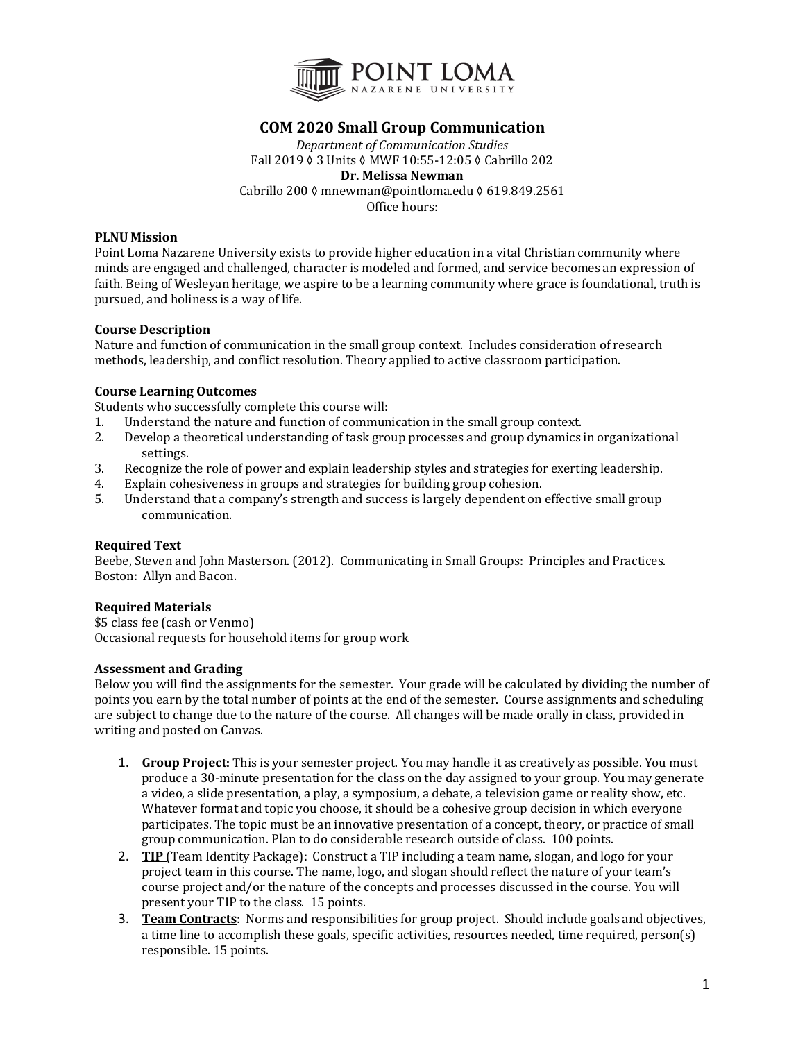POINT LOMA NAZARENE UNIVERSITY

# COM 2020 Small Group Communication

*Department of Communication Studies*
Fall 2019 ◊ 3 Units ◊ MWF 10:55-12:05 ◊ Cabrillo 202
**Dr. Melissa Newman**
Cabrillo 200 ◊ mnewman@pointloma.edu ◊ 619.849.2561
Office hours:

### PLNU Mission

Point Loma Nazarene University exists to provide higher education in a vital Christian community where minds are engaged and challenged, character is modeled and formed, and service becomes an expression of faith. Being of Wesleyan heritage, we aspire to be a learning community where grace is foundational, truth is pursued, and holiness is a way of life.

### Course Description

Nature and function of communication in the small group context. Includes consideration of research methods, leadership, and conflict resolution. Theory applied to active classroom participation.

### Course Learning Outcomes

Students who successfully complete this course will:

1. Understand the nature and function of communication in the small group context.
2. Develop a theoretical understanding of task group processes and group dynamics in organizational settings.
3. Recognize the role of power and explain leadership styles and strategies for exerting leadership.
4. Explain cohesiveness in groups and strategies for building group cohesion.
5. Understand that a company's strength and success is largely dependent on effective small group communication.

### Required Text

Beebe, Steven and John Masterson. (2012). Communicating in Small Groups: Principles and Practices. Boston: Allyn and Bacon.

### Required Materials

$5 class fee (cash or Venmo)
Occasional requests for household items for group work

### Assessment and Grading

Below you will find the assignments for the semester. Your grade will be calculated by dividing the number of points you earn by the total number of points at the end of the semester. Course assignments and scheduling are subject to change due to the nature of the course. All changes will be made orally in class, provided in writing and posted on Canvas.

1. **Group Project:** This is your semester project. You may handle it as creatively as possible. You must produce a 30-minute presentation for the class on the day assigned to your group. You may generate a video, a slide presentation, a play, a symposium, a debate, a television game or reality show, etc. Whatever format and topic you choose, it should be a cohesive group decision in which everyone participates. The topic must be an innovative presentation of a concept, theory, or practice of small group communication. Plan to do considerable research outside of class. 100 points.
2. **TIP** (Team Identity Package): Construct a TIP including a team name, slogan, and logo for your project team in this course. The name, logo, and slogan should reflect the nature of your team's course project and/or the nature of the concepts and processes discussed in the course. You will present your TIP to the class. 15 points.
3. **Team Contracts**: Norms and responsibilities for group project. Should include goals and objectives, a time line to accomplish these goals, specific activities, resources needed, time required, person(s) responsible. 15 points.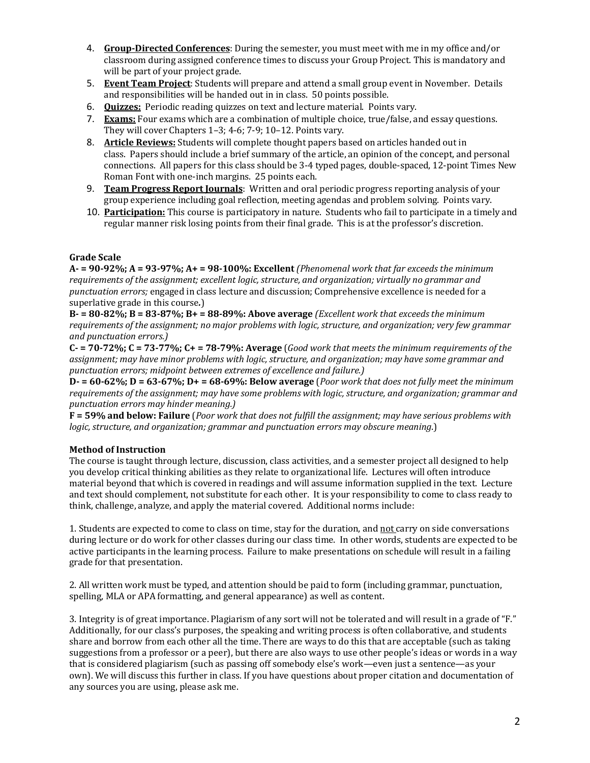4. **Group-Directed Conferences**: During the semester, you must meet with me in my office and/or classroom during assigned conference times to discuss your Group Project. This is mandatory and will be part of your project grade.
5. **Event Team Project**: Students will prepare and attend a small group event in November. Details and responsibilities will be handed out in in class. 50 points possible.
6. **Quizzes:** Periodic reading quizzes on text and lecture material. Points vary.
7. **Exams:** Four exams which are a combination of multiple choice, true/false, and essay questions. They will cover Chapters 1–3; 4-6; 7-9; 10–12. Points vary.
8. **Article Reviews:** Students will complete thought papers based on articles handed out in class. Papers should include a brief summary of the article, an opinion of the concept, and personal connections. All papers for this class should be 3-4 typed pages, double-spaced, 12-point Times New Roman Font with one-inch margins. 25 points each.
9. **Team Progress Report Journals**: Written and oral periodic progress reporting analysis of your group experience including goal reflection, meeting agendas and problem solving. Points vary.
10. **Participation:** This course is participatory in nature. Students who fail to participate in a timely and regular manner risk losing points from their final grade. This is at the professor's discretion.

**Grade Scale**

**A- = 90-92%; A = 93-97%; A+ = 98-100%: Excellent** *(Phenomenal work that far exceeds the minimum requirements of the assignment; excellent logic, structure, and organization; virtually no grammar and punctuation errors;* engaged in class lecture and discussion; Comprehensive excellence is needed for a superlative grade in this course**.**)

**B- = 80-82%; B = 83-87%; B+ = 88-89%: Above average** *(Excellent work that exceeds the minimum requirements of the assignment; no major problems with logic, structure, and organization; very few grammar and punctuation errors.)*

**C- = 70-72%; C = 73-77%; C+ = 78-79%: Average** (*Good work that meets the minimum requirements of the assignment; may have minor problems with logic, structure, and organization; may have some grammar and punctuation errors; midpoint between extremes of excellence and failure.)*

**D- = 60-62%; D = 63-67%; D+ = 68-69%: Below average** (*Poor work that does not fully meet the minimum requirements of the assignment; may have some problems with logic, structure, and organization; grammar and punctuation errors may hinder meaning.)*

**F = 59% and below: Failure** (*Poor work that does not fulfill the assignment; may have serious problems with logic, structure, and organization; grammar and punctuation errors may obscure meaning.*)

**Method of Instruction**

The course is taught through lecture, discussion, class activities, and a semester project all designed to help you develop critical thinking abilities as they relate to organizational life. Lectures will often introduce material beyond that which is covered in readings and will assume information supplied in the text. Lecture and text should complement, not substitute for each other. It is your responsibility to come to class ready to think, challenge, analyze, and apply the material covered. Additional norms include:

1. Students are expected to come to class on time, stay for the duration, and not carry on side conversations during lecture or do work for other classes during our class time. In other words, students are expected to be active participants in the learning process. Failure to make presentations on schedule will result in a failing grade for that presentation.

2. All written work must be typed, and attention should be paid to form (including grammar, punctuation, spelling, MLA or APA formatting, and general appearance) as well as content.

3. Integrity is of great importance. Plagiarism of any sort will not be tolerated and will result in a grade of "F." Additionally, for our class's purposes, the speaking and writing process is often collaborative, and students share and borrow from each other all the time. There are ways to do this that are acceptable (such as taking suggestions from a professor or a peer), but there are also ways to use other people's ideas or words in a way that is considered plagiarism (such as passing off somebody else's work—even just a sentence—as your own). We will discuss this further in class. If you have questions about proper citation and documentation of any sources you are using, please ask me.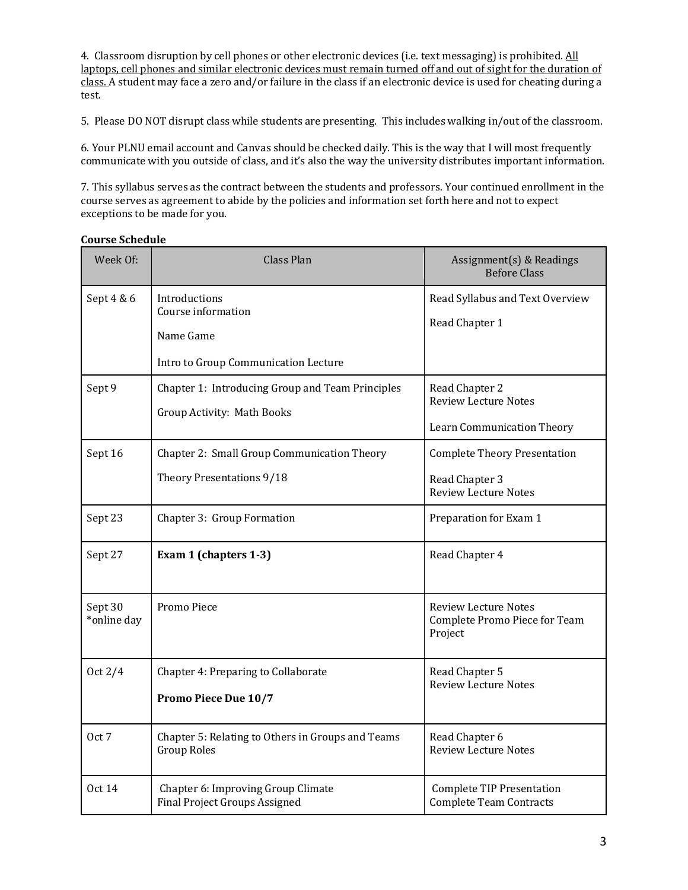4. Classroom disruption by cell phones or other electronic devices (i.e. text messaging) is prohibited. <u>All laptops, cell phones and similar electronic devices must remain turned off and out of sight for the duration of class.</u> A student may face a zero and/or failure in the class if an electronic device is used for cheating during a test.

5. Please DO NOT disrupt class while students are presenting. This includes walking in/out of the classroom.

6. Your PLNU email account and Canvas should be checked daily. This is the way that I will most frequently communicate with you outside of class, and it's also the way the university distributes important information.

7. This syllabus serves as the contract between the students and professors. Your continued enrollment in the course serves as agreement to abide by the policies and information set forth here and not to expect exceptions to be made for you.

**Course Schedule**

| Week Of: | Class Plan | Assignment(s) & Readings Before Class |
|---|---|---|
| Sept 4 & 6 | Introductions<br>Course information<br>Name Game<br>Intro to Group Communication Lecture | Read Syllabus and Text Overview<br>Read Chapter 1 |
| Sept 9 | Chapter 1: Introducing Group and Team Principles<br>Group Activity: Math Books | Read Chapter 2<br>Review Lecture Notes<br>Learn Communication Theory |
| Sept 16 | Chapter 2: Small Group Communication Theory<br>Theory Presentations 9/18 | Complete Theory Presentation<br>Read Chapter 3<br>Review Lecture Notes |
| Sept 23 | Chapter 3: Group Formation | Preparation for Exam 1 |
| Sept 27 | **Exam 1 (chapters 1-3)** | Read Chapter 4 |
| Sept 30<br>*online day | Promo Piece | Review Lecture Notes<br>Complete Promo Piece for Team Project |
| Oct 2/4 | Chapter 4: Preparing to Collaborate<br>**Promo Piece Due 10/7** | Read Chapter 5<br>Review Lecture Notes |
| Oct 7 | Chapter 5: Relating to Others in Groups and Teams<br>Group Roles | Read Chapter 6<br>Review Lecture Notes |
| Oct 14 | Chapter 6: Improving Group Climate<br>Final Project Groups Assigned | Complete TIP Presentation<br>Complete Team Contracts |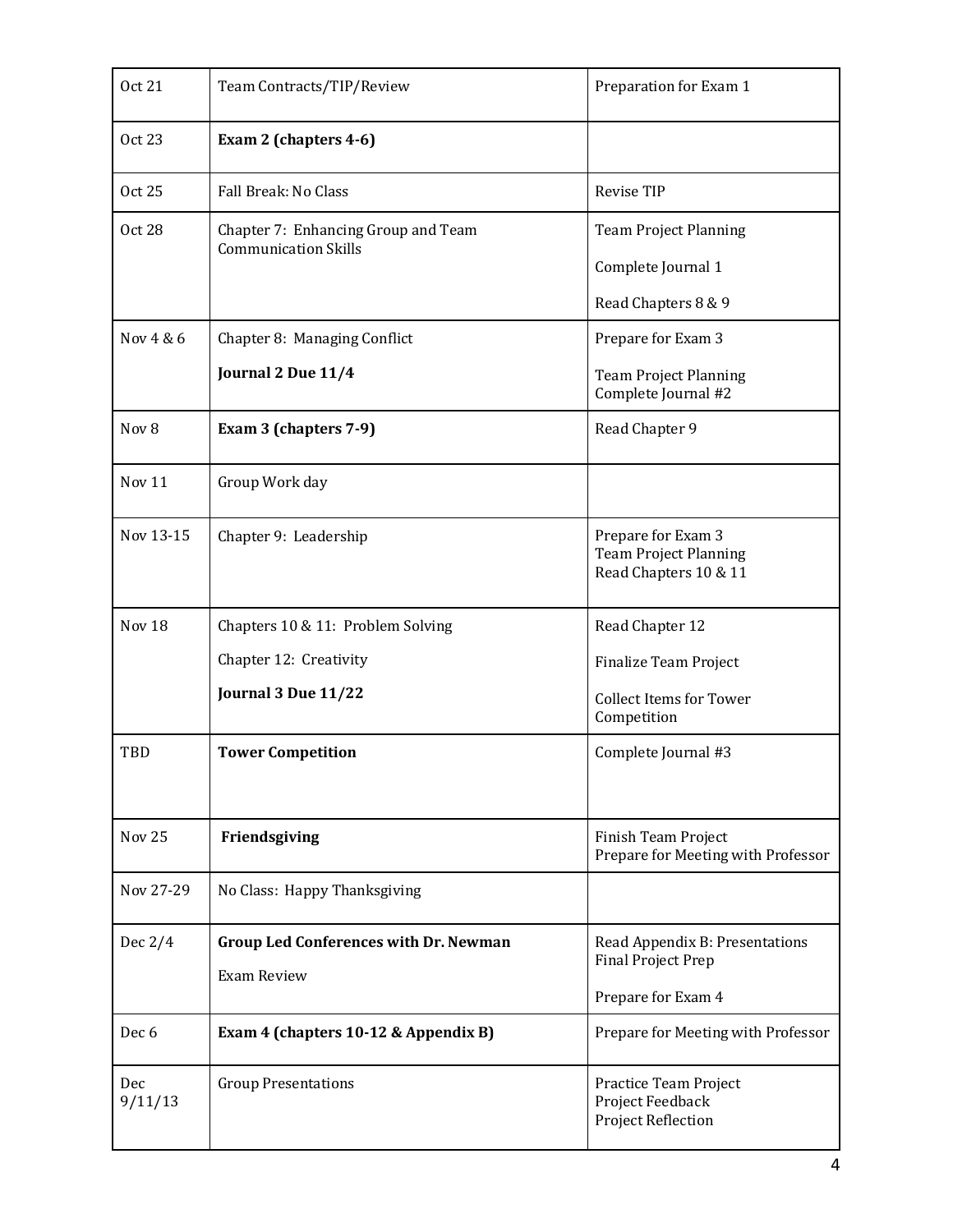| Oct 21 | Team Contracts/TIP/Review | Preparation for Exam 1 |
|---|---|---|
| Oct 23 | **Exam 2 (chapters 4-6)** | |
| Oct 25 | Fall Break: No Class | Revise TIP |
| Oct 28 | Chapter 7: Enhancing Group and Team Communication Skills | Team Project Planning<br><br>Complete Journal 1<br><br>Read Chapters 8 & 9 |
| Nov 4 & 6 | Chapter 8: Managing Conflict<br><br>**Journal 2 Due 11/4** | Prepare for Exam 3<br><br>Team Project Planning<br>Complete Journal #2 |
| Nov 8 | **Exam 3 (chapters 7-9)** | Read Chapter 9 |
| Nov 11 | Group Work day | |
| Nov 13-15 | Chapter 9: Leadership | Prepare for Exam 3<br>Team Project Planning<br>Read Chapters 10 & 11 |
| Nov 18 | Chapters 10 & 11: Problem Solving<br><br>Chapter 12: Creativity<br><br>**Journal 3 Due 11/22** | Read Chapter 12<br><br>Finalize Team Project<br><br>Collect Items for Tower Competition |
| TBD | **Tower Competition** | Complete Journal #3 |
| Nov 25 | **Friendsgiving** | Finish Team Project<br>Prepare for Meeting with Professor |
| Nov 27-29 | No Class: Happy Thanksgiving | |
| Dec 2/4 | **Group Led Conferences with Dr. Newman**<br><br>Exam Review | Read Appendix B: Presentations<br>Final Project Prep<br><br>Prepare for Exam 4 |
| Dec 6 | **Exam 4 (chapters 10-12 & Appendix B)** | Prepare for Meeting with Professor |
| Dec 9/11/13 | Group Presentations | Practice Team Project<br>Project Feedback<br>Project Reflection |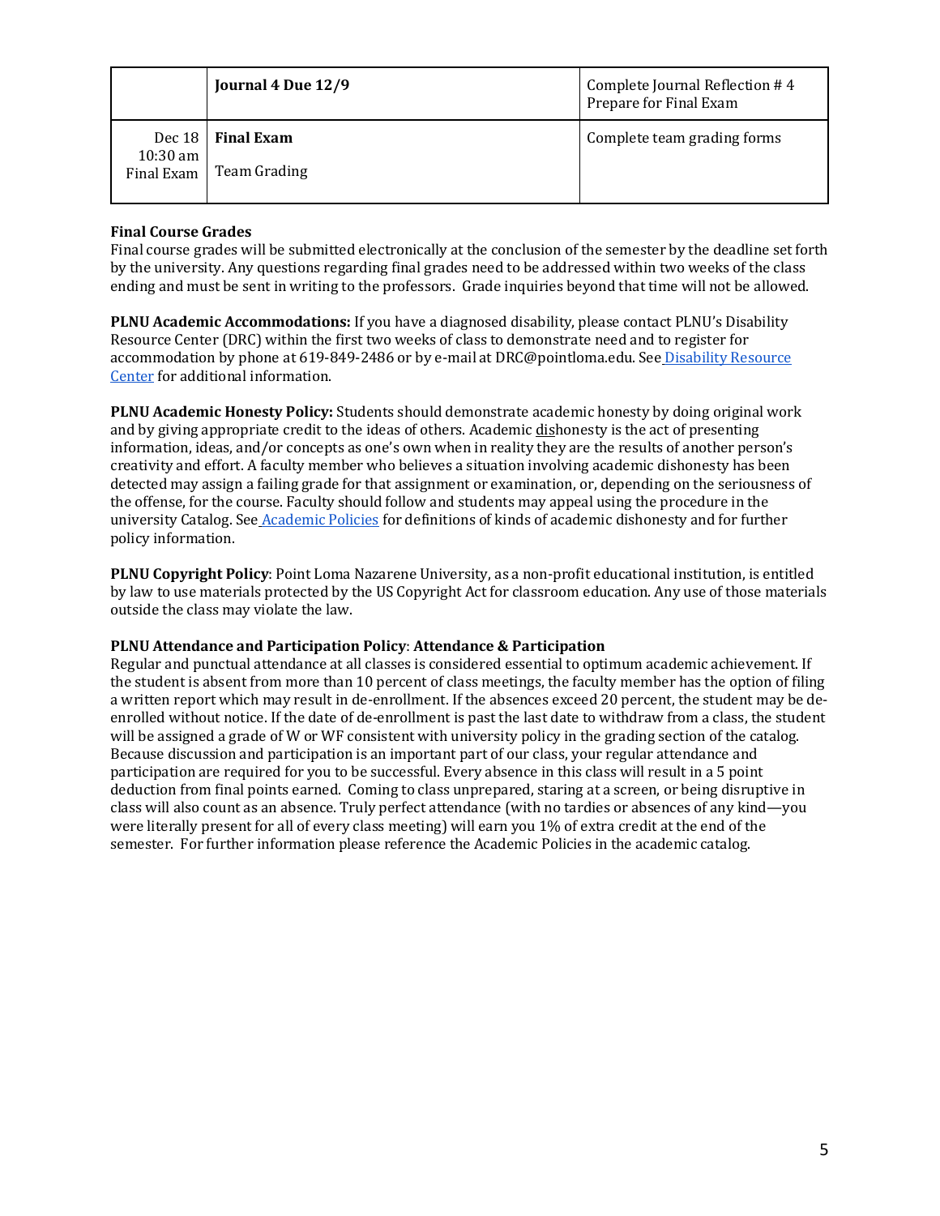| | | |
|---|---|---|
| | **Journal 4 Due 12/9** | Complete Journal Reflection # 4<br>Prepare for Final Exam |
| Dec 18<br>10:30 am<br>Final Exam | **Final Exam**<br><br>Team Grading | Complete team grading forms |

**Final Course Grades**
Final course grades will be submitted electronically at the conclusion of the semester by the deadline set forth by the university. Any questions regarding final grades need to be addressed within two weeks of the class ending and must be sent in writing to the professors. Grade inquiries beyond that time will not be allowed.

**PLNU Academic Accommodations:** If you have a diagnosed disability, please contact PLNU's Disability Resource Center (DRC) within the first two weeks of class to demonstrate need and to register for accommodation by phone at 619-849-2486 or by e-mail at DRC@pointloma.edu. See Disability Resource Center for additional information.

**PLNU Academic Honesty Policy:** Students should demonstrate academic honesty by doing original work and by giving appropriate credit to the ideas of others. Academic dishonesty is the act of presenting information, ideas, and/or concepts as one's own when in reality they are the results of another person's creativity and effort. A faculty member who believes a situation involving academic dishonesty has been detected may assign a failing grade for that assignment or examination, or, depending on the seriousness of the offense, for the course. Faculty should follow and students may appeal using the procedure in the university Catalog. See Academic Policies for definitions of kinds of academic dishonesty and for further policy information.

**PLNU Copyright Policy**: Point Loma Nazarene University, as a non-profit educational institution, is entitled by law to use materials protected by the US Copyright Act for classroom education. Any use of those materials outside the class may violate the law.

**PLNU Attendance and Participation Policy**: **Attendance & Participation**
Regular and punctual attendance at all classes is considered essential to optimum academic achievement. If the student is absent from more than 10 percent of class meetings, the faculty member has the option of filing a written report which may result in de-enrollment. If the absences exceed 20 percent, the student may be de-enrolled without notice. If the date of de-enrollment is past the last date to withdraw from a class, the student will be assigned a grade of W or WF consistent with university policy in the grading section of the catalog. Because discussion and participation is an important part of our class, your regular attendance and participation are required for you to be successful. Every absence in this class will result in a 5 point deduction from final points earned. Coming to class unprepared, staring at a screen, or being disruptive in class will also count as an absence. Truly perfect attendance (with no tardies or absences of any kind—you were literally present for all of every class meeting) will earn you 1% of extra credit at the end of the semester. For further information please reference the Academic Policies in the academic catalog.